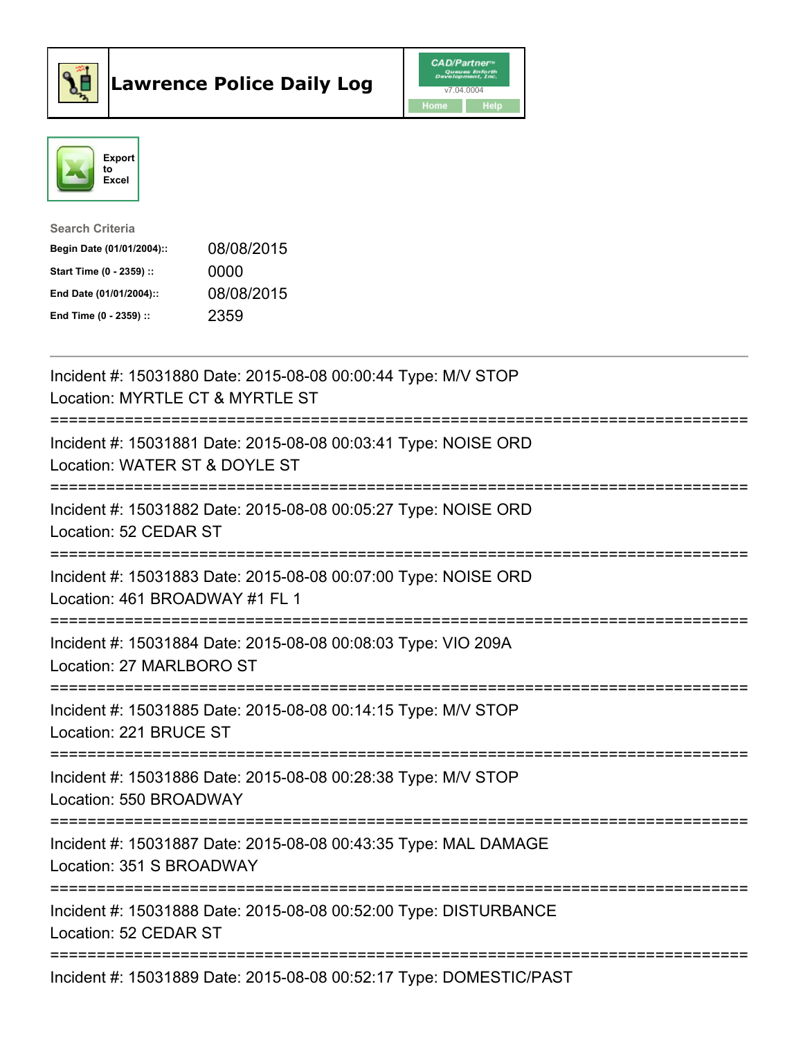# Lawrence Police Daily Log

CAD/Partner
v7.04.0004
Home Help

Export to Excel

Search Criteria

| | |
|---|---|
| **Begin Date (01/01/2004)::** | 08/08/2015 |
| **Start Time (0 - 2359) ::** | 0000 |
| **End Date (01/01/2004)::** | 08/08/2015 |
| **End Time (0 - 2359) ::** | 2359 |

---

Incident #: 15031880 Date: 2015-08-08 00:00:44 Type: M/V STOP
Location: MYRTLE CT & MYRTLE ST

===========================================================================

Incident #: 15031881 Date: 2015-08-08 00:03:41 Type: NOISE ORD
Location: WATER ST & DOYLE ST

===========================================================================

Incident #: 15031882 Date: 2015-08-08 00:05:27 Type: NOISE ORD
Location: 52 CEDAR ST

===========================================================================

Incident #: 15031883 Date: 2015-08-08 00:07:00 Type: NOISE ORD
Location: 461 BROADWAY #1 FL 1

===========================================================================

Incident #: 15031884 Date: 2015-08-08 00:08:03 Type: VIO 209A
Location: 27 MARLBORO ST

===========================================================================

Incident #: 15031885 Date: 2015-08-08 00:14:15 Type: M/V STOP
Location: 221 BRUCE ST

===========================================================================

Incident #: 15031886 Date: 2015-08-08 00:28:38 Type: M/V STOP
Location: 550 BROADWAY

===========================================================================

Incident #: 15031887 Date: 2015-08-08 00:43:35 Type: MAL DAMAGE
Location: 351 S BROADWAY

===========================================================================

Incident #: 15031888 Date: 2015-08-08 00:52:00 Type: DISTURBANCE
Location: 52 CEDAR ST

===========================================================================

Incident #: 15031889 Date: 2015-08-08 00:52:17 Type: DOMESTIC/PAST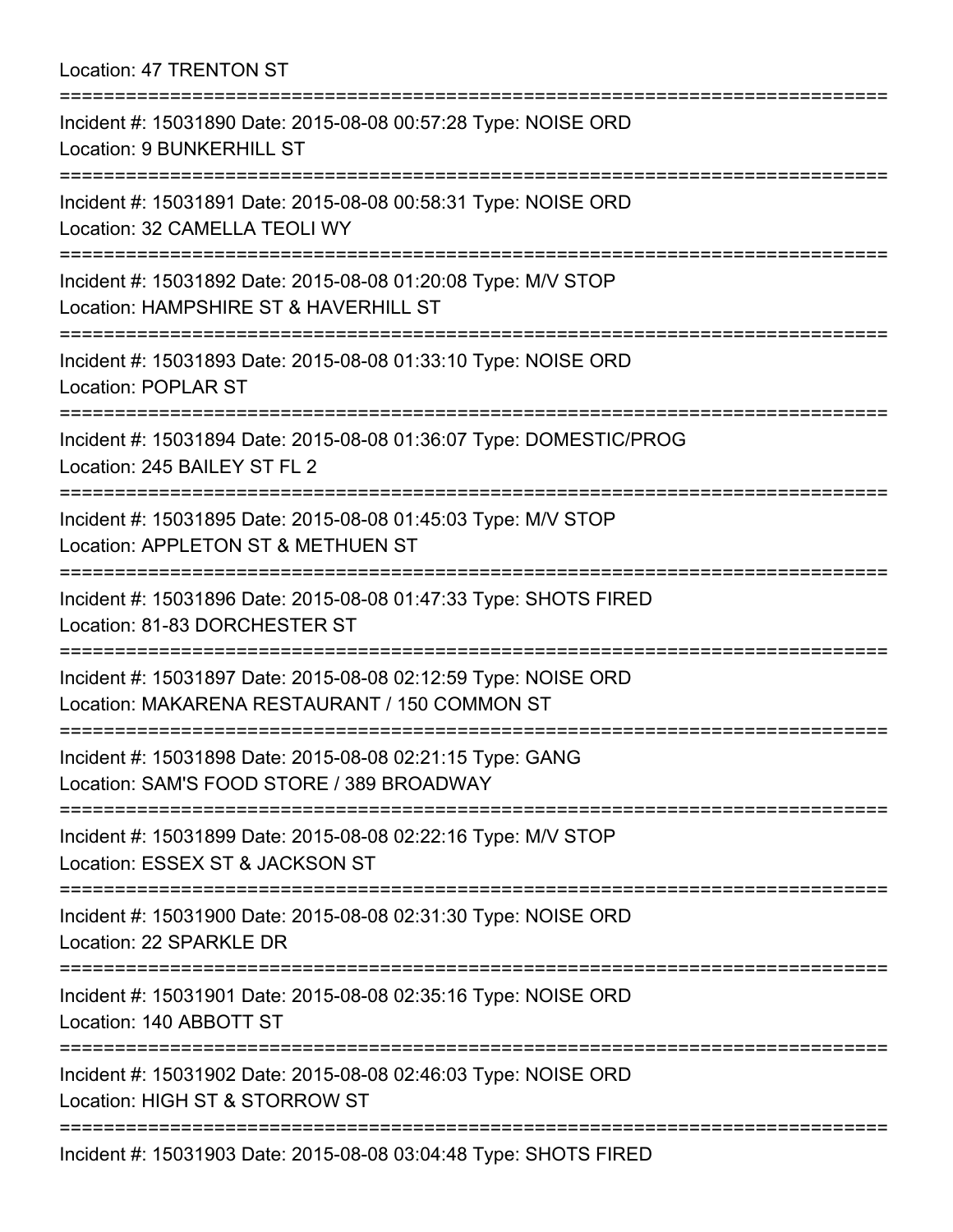Location: 47 TRENTON ST

===========================================================================

Incident #: 15031890 Date: 2015-08-08 00:57:28 Type: NOISE ORD
Location: 9 BUNKERHILL ST

===========================================================================

Incident #: 15031891 Date: 2015-08-08 00:58:31 Type: NOISE ORD
Location: 32 CAMELLA TEOLI WY

===========================================================================

Incident #: 15031892 Date: 2015-08-08 01:20:08 Type: M/V STOP
Location: HAMPSHIRE ST & HAVERHILL ST

===========================================================================

Incident #: 15031893 Date: 2015-08-08 01:33:10 Type: NOISE ORD
Location: POPLAR ST

===========================================================================

Incident #: 15031894 Date: 2015-08-08 01:36:07 Type: DOMESTIC/PROG
Location: 245 BAILEY ST FL 2

===========================================================================

Incident #: 15031895 Date: 2015-08-08 01:45:03 Type: M/V STOP
Location: APPLETON ST & METHUEN ST

===========================================================================

Incident #: 15031896 Date: 2015-08-08 01:47:33 Type: SHOTS FIRED
Location: 81-83 DORCHESTER ST

===========================================================================

Incident #: 15031897 Date: 2015-08-08 02:12:59 Type: NOISE ORD
Location: MAKARENA RESTAURANT / 150 COMMON ST

===========================================================================

Incident #: 15031898 Date: 2015-08-08 02:21:15 Type: GANG
Location: SAM'S FOOD STORE / 389 BROADWAY

===========================================================================

Incident #: 15031899 Date: 2015-08-08 02:22:16 Type: M/V STOP
Location: ESSEX ST & JACKSON ST

===========================================================================

Incident #: 15031900 Date: 2015-08-08 02:31:30 Type: NOISE ORD
Location: 22 SPARKLE DR

===========================================================================

Incident #: 15031901 Date: 2015-08-08 02:35:16 Type: NOISE ORD
Location: 140 ABBOTT ST

===========================================================================

Incident #: 15031902 Date: 2015-08-08 02:46:03 Type: NOISE ORD
Location: HIGH ST & STORROW ST

===========================================================================

Incident #: 15031903 Date: 2015-08-08 03:04:48 Type: SHOTS FIRED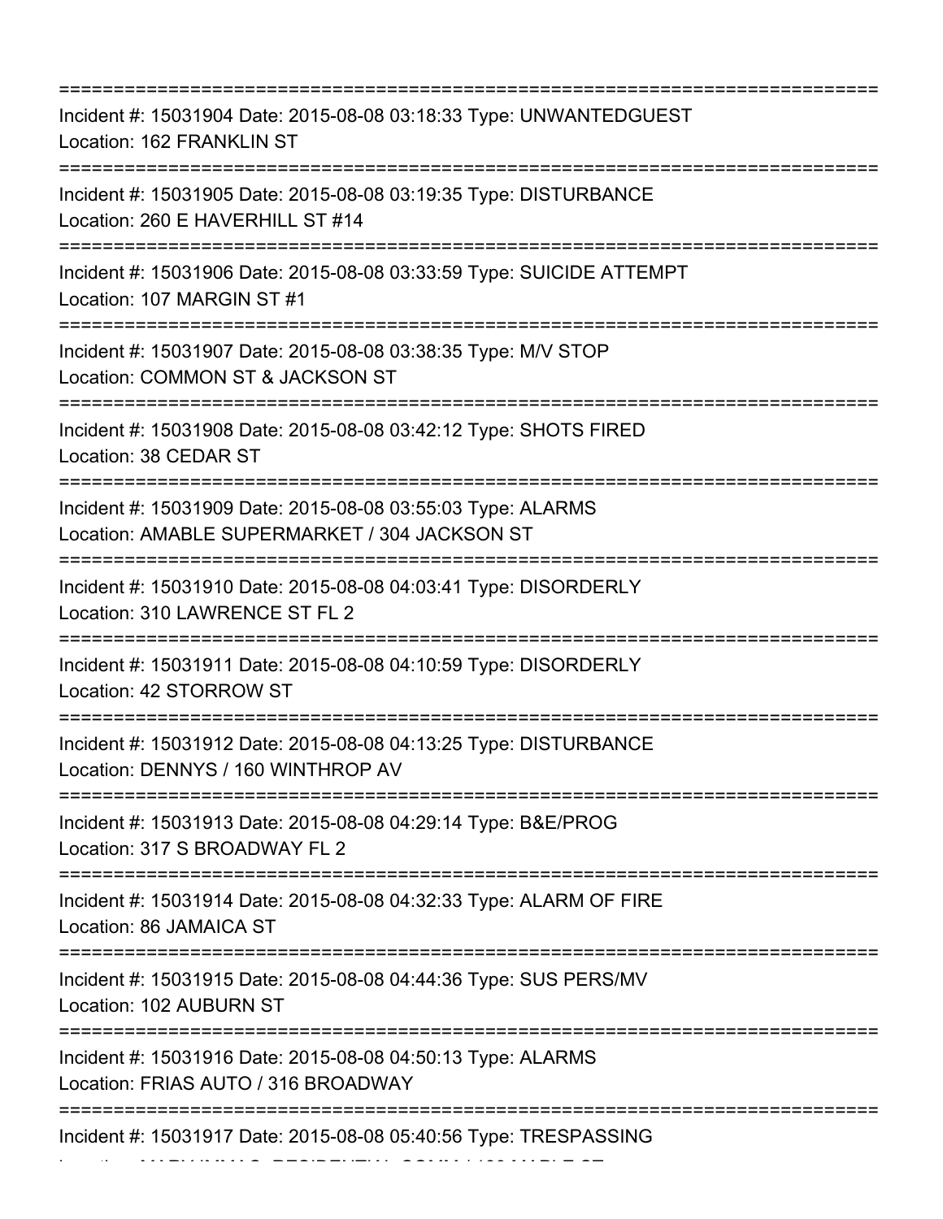===========================================================================

Incident #: 15031904 Date: 2015-08-08 03:18:33 Type: UNWANTEDGUEST
Location: 162 FRANKLIN ST

===========================================================================

Incident #: 15031905 Date: 2015-08-08 03:19:35 Type: DISTURBANCE
Location: 260 E HAVERHILL ST #14

===========================================================================

Incident #: 15031906 Date: 2015-08-08 03:33:59 Type: SUICIDE ATTEMPT
Location: 107 MARGIN ST #1

===========================================================================

Incident #: 15031907 Date: 2015-08-08 03:38:35 Type: M/V STOP
Location: COMMON ST & JACKSON ST

===========================================================================

Incident #: 15031908 Date: 2015-08-08 03:42:12 Type: SHOTS FIRED
Location: 38 CEDAR ST

===========================================================================

Incident #: 15031909 Date: 2015-08-08 03:55:03 Type: ALARMS
Location: AMABLE SUPERMARKET / 304 JACKSON ST

===========================================================================

Incident #: 15031910 Date: 2015-08-08 04:03:41 Type: DISORDERLY
Location: 310 LAWRENCE ST FL 2

===========================================================================

Incident #: 15031911 Date: 2015-08-08 04:10:59 Type: DISORDERLY
Location: 42 STORROW ST

===========================================================================

Incident #: 15031912 Date: 2015-08-08 04:13:25 Type: DISTURBANCE
Location: DENNYS / 160 WINTHROP AV

===========================================================================

Incident #: 15031913 Date: 2015-08-08 04:29:14 Type: B&E/PROG
Location: 317 S BROADWAY FL 2

===========================================================================

Incident #: 15031914 Date: 2015-08-08 04:32:33 Type: ALARM OF FIRE
Location: 86 JAMAICA ST

===========================================================================

Incident #: 15031915 Date: 2015-08-08 04:44:36 Type: SUS PERS/MV
Location: 102 AUBURN ST

===========================================================================

Incident #: 15031916 Date: 2015-08-08 04:50:13 Type: ALARMS
Location: FRIAS AUTO / 316 BROADWAY

===========================================================================

Incident #: 15031917 Date: 2015-08-08 05:40:56 Type: TRESPASSING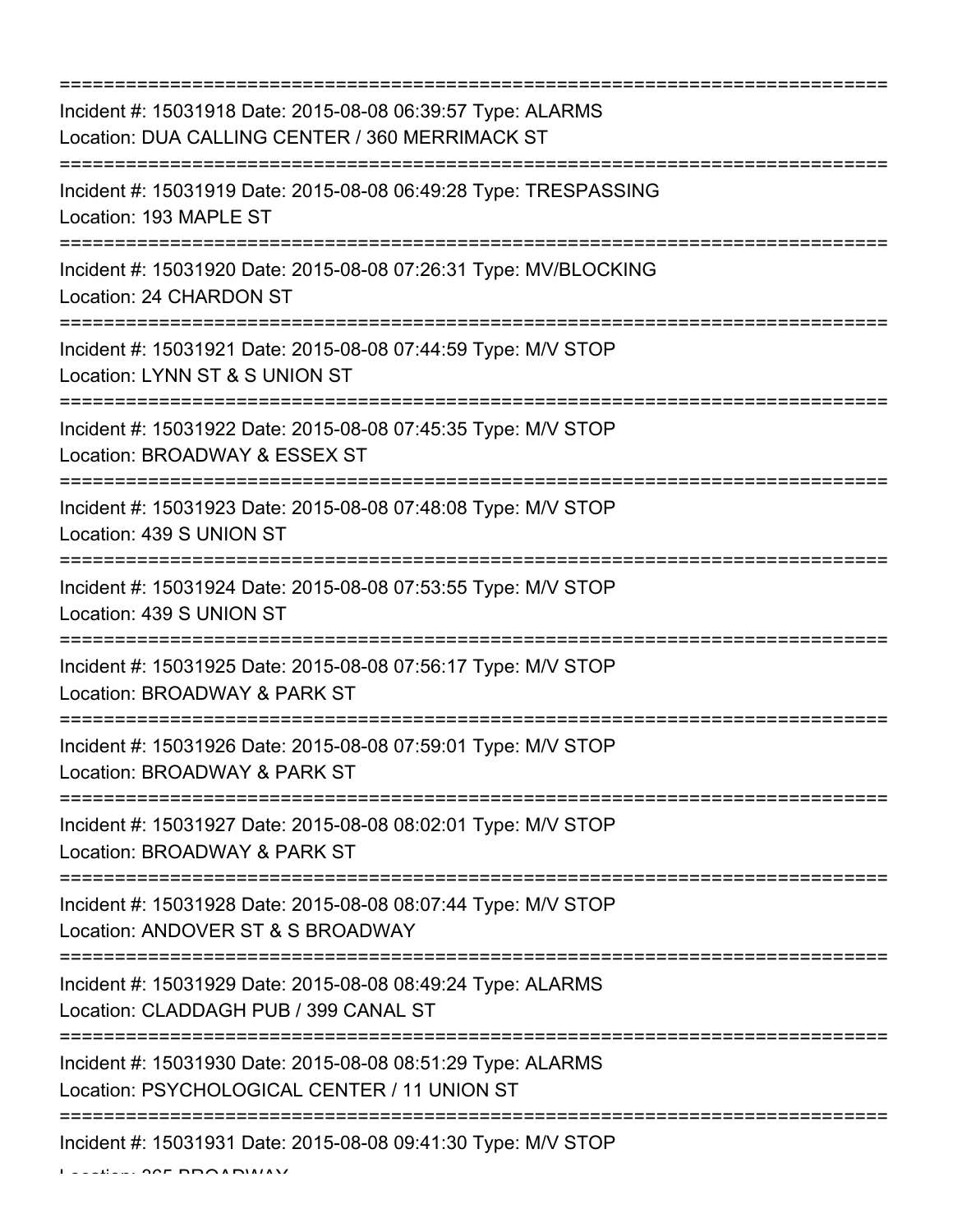===========================================================================

Incident #: 15031918 Date: 2015-08-08 06:39:57 Type: ALARMS
Location: DUA CALLING CENTER / 360 MERRIMACK ST

===========================================================================

Incident #: 15031919 Date: 2015-08-08 06:49:28 Type: TRESPASSING
Location: 193 MAPLE ST

===========================================================================

Incident #: 15031920 Date: 2015-08-08 07:26:31 Type: MV/BLOCKING
Location: 24 CHARDON ST

===========================================================================

Incident #: 15031921 Date: 2015-08-08 07:44:59 Type: M/V STOP
Location: LYNN ST & S UNION ST

===========================================================================

Incident #: 15031922 Date: 2015-08-08 07:45:35 Type: M/V STOP
Location: BROADWAY & ESSEX ST

===========================================================================

Incident #: 15031923 Date: 2015-08-08 07:48:08 Type: M/V STOP
Location: 439 S UNION ST

===========================================================================

Incident #: 15031924 Date: 2015-08-08 07:53:55 Type: M/V STOP
Location: 439 S UNION ST

===========================================================================

Incident #: 15031925 Date: 2015-08-08 07:56:17 Type: M/V STOP
Location: BROADWAY & PARK ST

===========================================================================

Incident #: 15031926 Date: 2015-08-08 07:59:01 Type: M/V STOP
Location: BROADWAY & PARK ST

===========================================================================

Incident #: 15031927 Date: 2015-08-08 08:02:01 Type: M/V STOP
Location: BROADWAY & PARK ST

===========================================================================

Incident #: 15031928 Date: 2015-08-08 08:07:44 Type: M/V STOP
Location: ANDOVER ST & S BROADWAY

===========================================================================

Incident #: 15031929 Date: 2015-08-08 08:49:24 Type: ALARMS
Location: CLADDAGH PUB / 399 CANAL ST

===========================================================================

Incident #: 15031930 Date: 2015-08-08 08:51:29 Type: ALARMS
Location: PSYCHOLOGICAL CENTER / 11 UNION ST

===========================================================================

Incident #: 15031931 Date: 2015-08-08 09:41:30 Type: M/V STOP
Location: 365 BROADWAY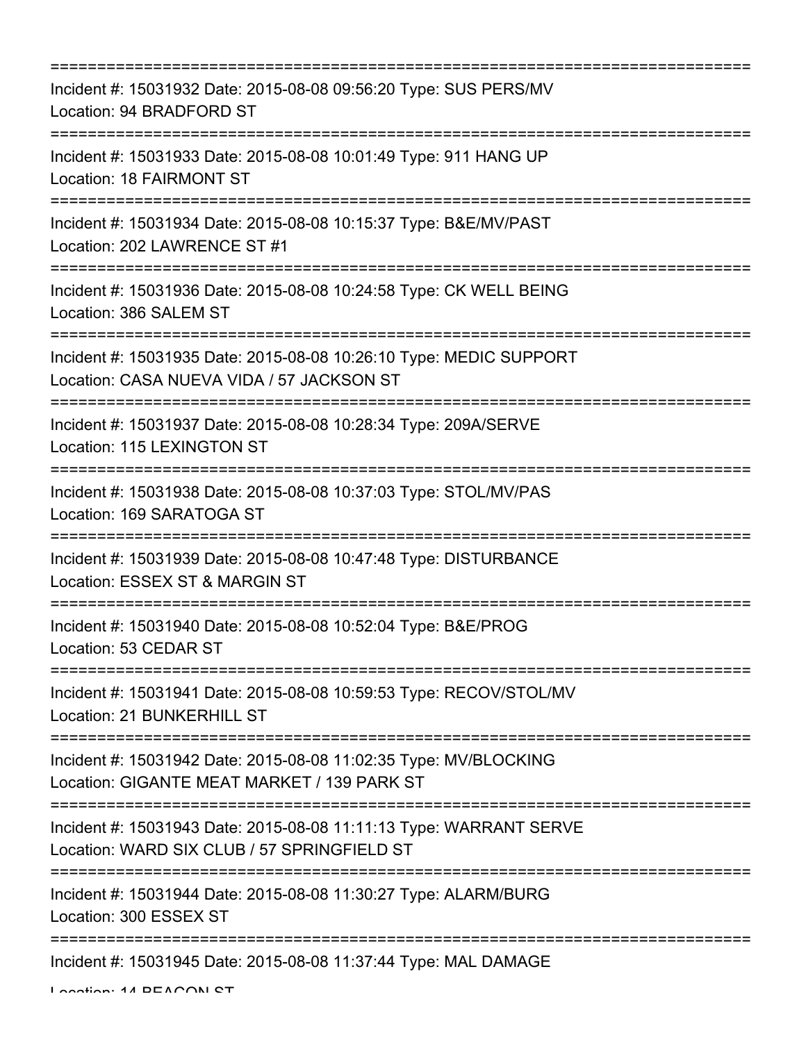===========================================================================

Incident #: 15031932 Date: 2015-08-08 09:56:20 Type: SUS PERS/MV
Location: 94 BRADFORD ST

===========================================================================

Incident #: 15031933 Date: 2015-08-08 10:01:49 Type: 911 HANG UP
Location: 18 FAIRMONT ST

===========================================================================

Incident #: 15031934 Date: 2015-08-08 10:15:37 Type: B&E/MV/PAST
Location: 202 LAWRENCE ST #1

===========================================================================

Incident #: 15031936 Date: 2015-08-08 10:24:58 Type: CK WELL BEING
Location: 386 SALEM ST

===========================================================================

Incident #: 15031935 Date: 2015-08-08 10:26:10 Type: MEDIC SUPPORT
Location: CASA NUEVA VIDA / 57 JACKSON ST

===========================================================================

Incident #: 15031937 Date: 2015-08-08 10:28:34 Type: 209A/SERVE
Location: 115 LEXINGTON ST

===========================================================================

Incident #: 15031938 Date: 2015-08-08 10:37:03 Type: STOL/MV/PAS
Location: 169 SARATOGA ST

===========================================================================

Incident #: 15031939 Date: 2015-08-08 10:47:48 Type: DISTURBANCE
Location: ESSEX ST & MARGIN ST

===========================================================================

Incident #: 15031940 Date: 2015-08-08 10:52:04 Type: B&E/PROG
Location: 53 CEDAR ST

===========================================================================

Incident #: 15031941 Date: 2015-08-08 10:59:53 Type: RECOV/STOL/MV
Location: 21 BUNKERHILL ST

===========================================================================

Incident #: 15031942 Date: 2015-08-08 11:02:35 Type: MV/BLOCKING
Location: GIGANTE MEAT MARKET / 139 PARK ST

===========================================================================

Incident #: 15031943 Date: 2015-08-08 11:11:13 Type: WARRANT SERVE
Location: WARD SIX CLUB / 57 SPRINGFIELD ST

===========================================================================

Incident #: 15031944 Date: 2015-08-08 11:30:27 Type: ALARM/BURG
Location: 300 ESSEX ST

===========================================================================

Incident #: 15031945 Date: 2015-08-08 11:37:44 Type: MAL DAMAGE
Location: 14 BEACON ST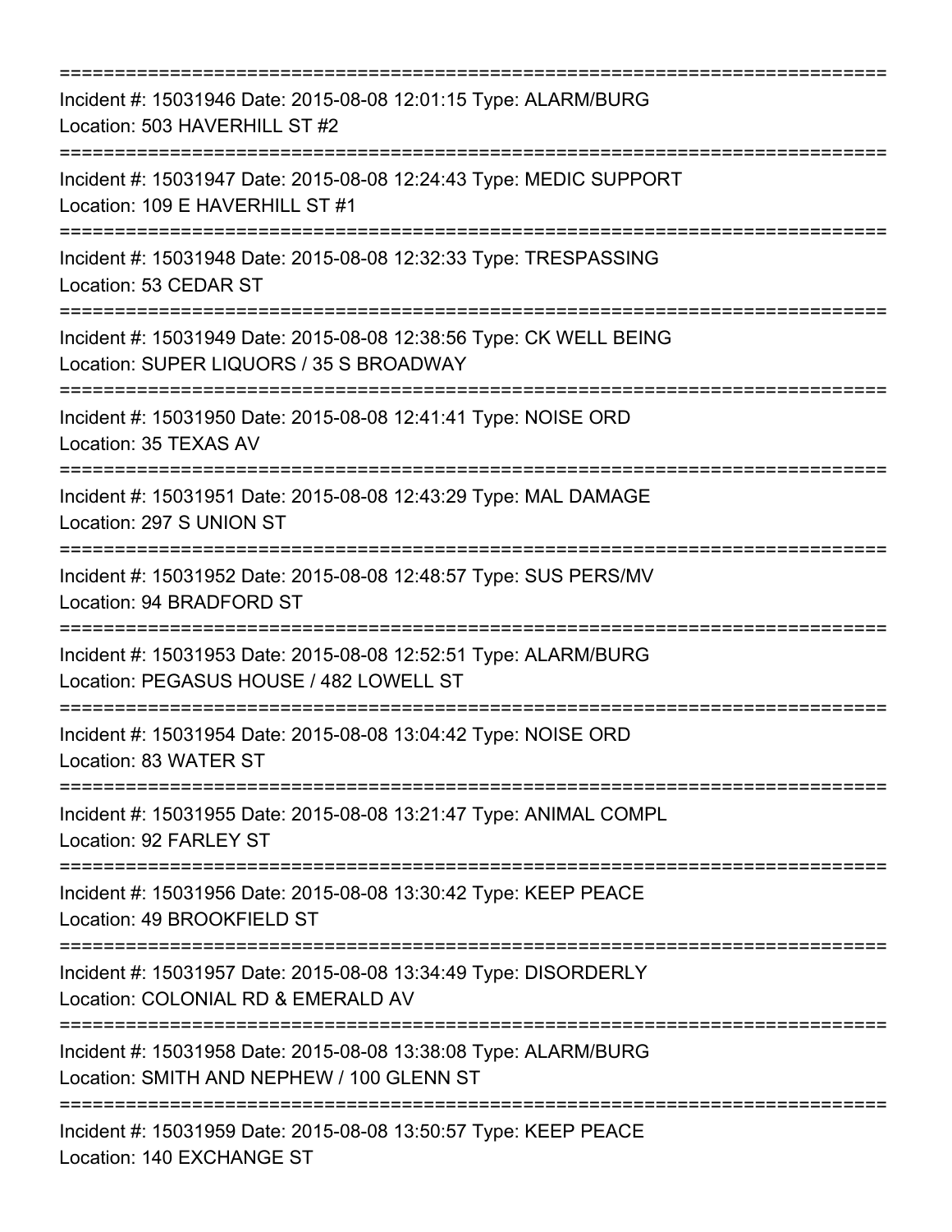===========================================================================

Incident #: 15031946 Date: 2015-08-08 12:01:15 Type: ALARM/BURG
Location: 503 HAVERHILL ST #2

===========================================================================

Incident #: 15031947 Date: 2015-08-08 12:24:43 Type: MEDIC SUPPORT
Location: 109 E HAVERHILL ST #1

===========================================================================

Incident #: 15031948 Date: 2015-08-08 12:32:33 Type: TRESPASSING
Location: 53 CEDAR ST

===========================================================================

Incident #: 15031949 Date: 2015-08-08 12:38:56 Type: CK WELL BEING
Location: SUPER LIQUORS / 35 S BROADWAY

===========================================================================

Incident #: 15031950 Date: 2015-08-08 12:41:41 Type: NOISE ORD
Location: 35 TEXAS AV

===========================================================================

Incident #: 15031951 Date: 2015-08-08 12:43:29 Type: MAL DAMAGE
Location: 297 S UNION ST

===========================================================================

Incident #: 15031952 Date: 2015-08-08 12:48:57 Type: SUS PERS/MV
Location: 94 BRADFORD ST

===========================================================================

Incident #: 15031953 Date: 2015-08-08 12:52:51 Type: ALARM/BURG
Location: PEGASUS HOUSE / 482 LOWELL ST

===========================================================================

Incident #: 15031954 Date: 2015-08-08 13:04:42 Type: NOISE ORD
Location: 83 WATER ST

===========================================================================

Incident #: 15031955 Date: 2015-08-08 13:21:47 Type: ANIMAL COMPL
Location: 92 FARLEY ST

===========================================================================

Incident #: 15031956 Date: 2015-08-08 13:30:42 Type: KEEP PEACE
Location: 49 BROOKFIELD ST

===========================================================================

Incident #: 15031957 Date: 2015-08-08 13:34:49 Type: DISORDERLY
Location: COLONIAL RD & EMERALD AV

===========================================================================

Incident #: 15031958 Date: 2015-08-08 13:38:08 Type: ALARM/BURG
Location: SMITH AND NEPHEW / 100 GLENN ST

===========================================================================

Incident #: 15031959 Date: 2015-08-08 13:50:57 Type: KEEP PEACE
Location: 140 EXCHANGE ST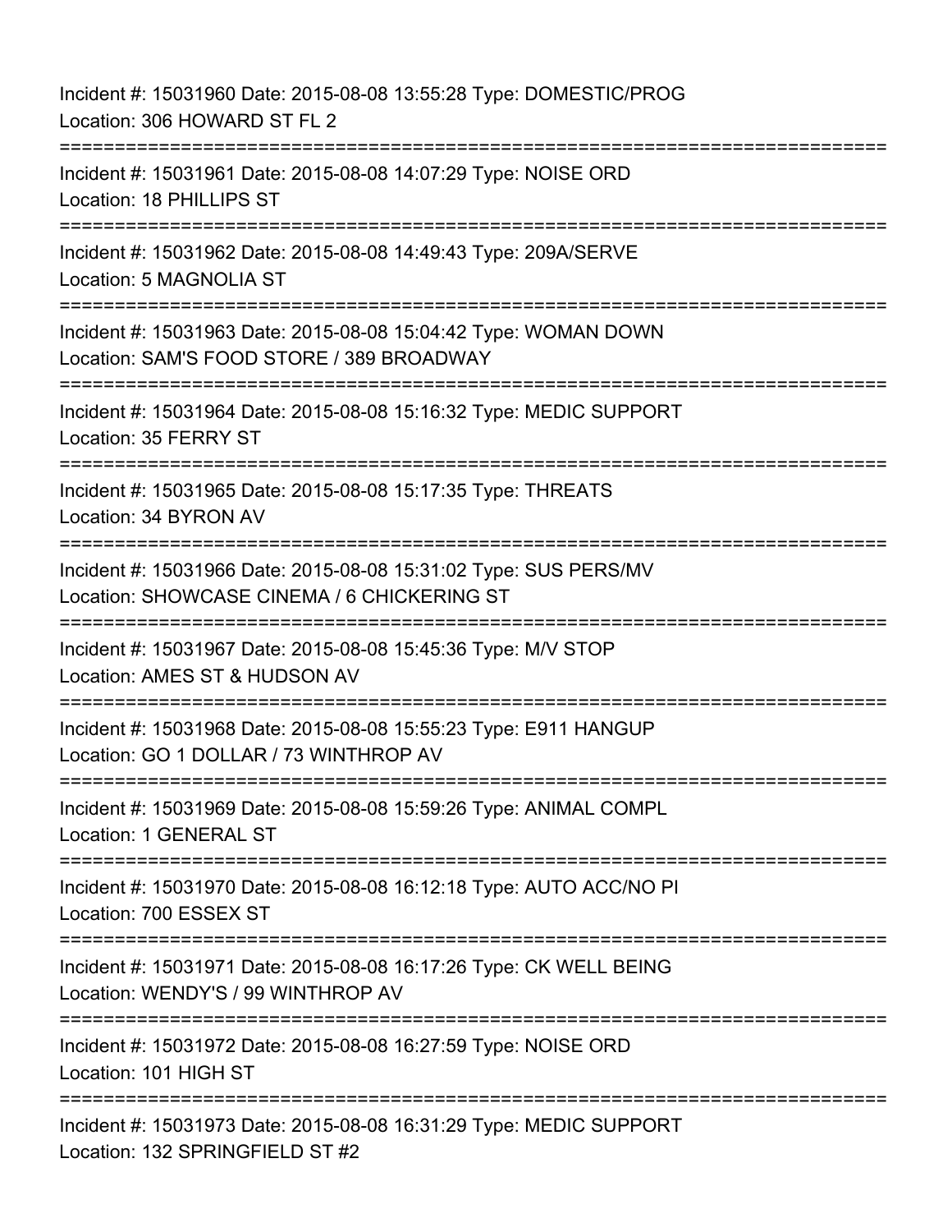Incident #: 15031960 Date: 2015-08-08 13:55:28 Type: DOMESTIC/PROG
Location: 306 HOWARD ST FL 2

===========================================================================

Incident #: 15031961 Date: 2015-08-08 14:07:29 Type: NOISE ORD
Location: 18 PHILLIPS ST

===========================================================================

Incident #: 15031962 Date: 2015-08-08 14:49:43 Type: 209A/SERVE
Location: 5 MAGNOLIA ST

===========================================================================

Incident #: 15031963 Date: 2015-08-08 15:04:42 Type: WOMAN DOWN
Location: SAM'S FOOD STORE / 389 BROADWAY

===========================================================================

Incident #: 15031964 Date: 2015-08-08 15:16:32 Type: MEDIC SUPPORT
Location: 35 FERRY ST

===========================================================================

Incident #: 15031965 Date: 2015-08-08 15:17:35 Type: THREATS
Location: 34 BYRON AV

===========================================================================

Incident #: 15031966 Date: 2015-08-08 15:31:02 Type: SUS PERS/MV
Location: SHOWCASE CINEMA / 6 CHICKERING ST

===========================================================================

Incident #: 15031967 Date: 2015-08-08 15:45:36 Type: M/V STOP
Location: AMES ST & HUDSON AV

===========================================================================

Incident #: 15031968 Date: 2015-08-08 15:55:23 Type: E911 HANGUP
Location: GO 1 DOLLAR / 73 WINTHROP AV

===========================================================================

Incident #: 15031969 Date: 2015-08-08 15:59:26 Type: ANIMAL COMPL
Location: 1 GENERAL ST

===========================================================================

Incident #: 15031970 Date: 2015-08-08 16:12:18 Type: AUTO ACC/NO PI
Location: 700 ESSEX ST

===========================================================================

Incident #: 15031971 Date: 2015-08-08 16:17:26 Type: CK WELL BEING
Location: WENDY'S / 99 WINTHROP AV

===========================================================================

Incident #: 15031972 Date: 2015-08-08 16:27:59 Type: NOISE ORD
Location: 101 HIGH ST

===========================================================================

Incident #: 15031973 Date: 2015-08-08 16:31:29 Type: MEDIC SUPPORT
Location: 132 SPRINGFIELD ST #2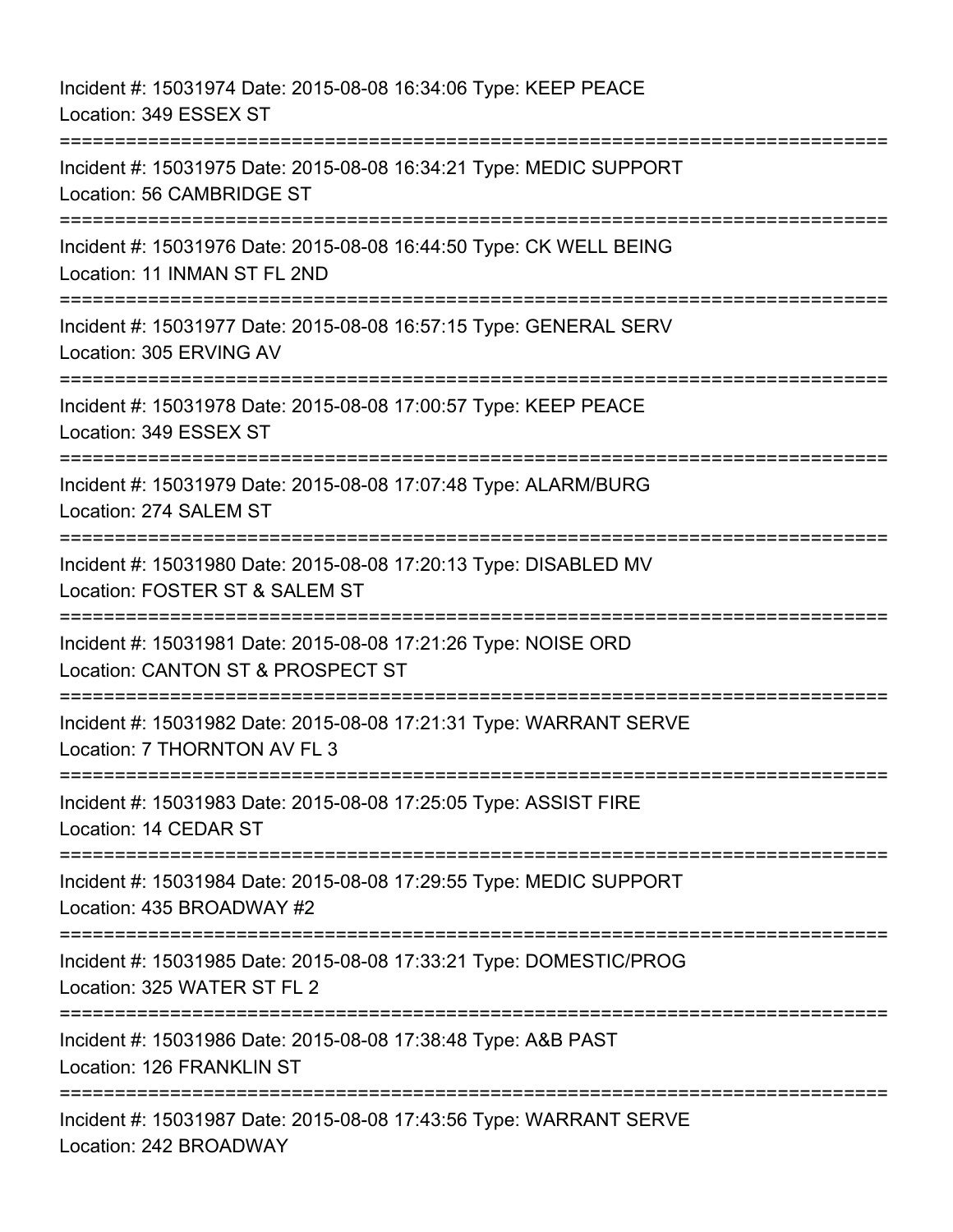Incident #: 15031974 Date: 2015-08-08 16:34:06 Type: KEEP PEACE
Location: 349 ESSEX ST

===========================================================================

Incident #: 15031975 Date: 2015-08-08 16:34:21 Type: MEDIC SUPPORT
Location: 56 CAMBRIDGE ST

===========================================================================

Incident #: 15031976 Date: 2015-08-08 16:44:50 Type: CK WELL BEING
Location: 11 INMAN ST FL 2ND

===========================================================================

Incident #: 15031977 Date: 2015-08-08 16:57:15 Type: GENERAL SERV
Location: 305 ERVING AV

===========================================================================

Incident #: 15031978 Date: 2015-08-08 17:00:57 Type: KEEP PEACE
Location: 349 ESSEX ST

===========================================================================

Incident #: 15031979 Date: 2015-08-08 17:07:48 Type: ALARM/BURG
Location: 274 SALEM ST

===========================================================================

Incident #: 15031980 Date: 2015-08-08 17:20:13 Type: DISABLED MV
Location: FOSTER ST & SALEM ST

===========================================================================

Incident #: 15031981 Date: 2015-08-08 17:21:26 Type: NOISE ORD
Location: CANTON ST & PROSPECT ST

===========================================================================

Incident #: 15031982 Date: 2015-08-08 17:21:31 Type: WARRANT SERVE
Location: 7 THORNTON AV FL 3

===========================================================================

Incident #: 15031983 Date: 2015-08-08 17:25:05 Type: ASSIST FIRE
Location: 14 CEDAR ST

===========================================================================

Incident #: 15031984 Date: 2015-08-08 17:29:55 Type: MEDIC SUPPORT
Location: 435 BROADWAY #2

===========================================================================

Incident #: 15031985 Date: 2015-08-08 17:33:21 Type: DOMESTIC/PROG
Location: 325 WATER ST FL 2

===========================================================================

Incident #: 15031986 Date: 2015-08-08 17:38:48 Type: A&B PAST
Location: 126 FRANKLIN ST

===========================================================================

Incident #: 15031987 Date: 2015-08-08 17:43:56 Type: WARRANT SERVE
Location: 242 BROADWAY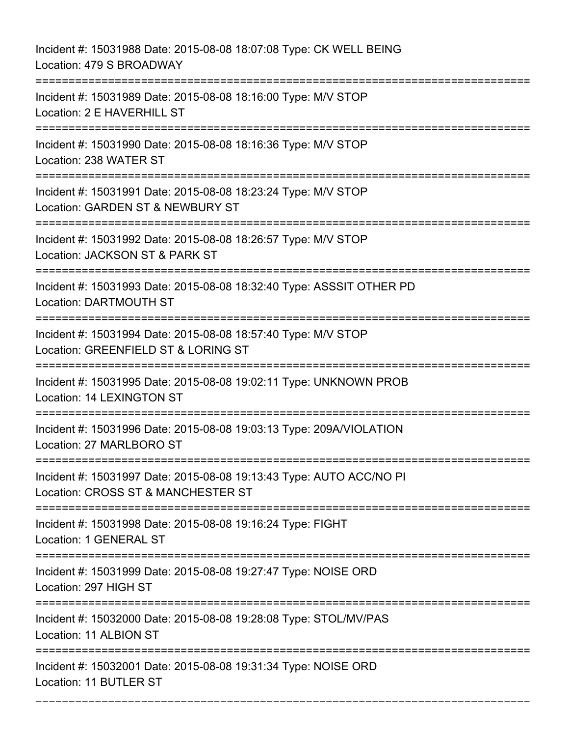Incident #: 15031988 Date: 2015-08-08 18:07:08 Type: CK WELL BEING
Location: 479 S BROADWAY

===========================================================================

Incident #: 15031989 Date: 2015-08-08 18:16:00 Type: M/V STOP
Location: 2 E HAVERHILL ST

===========================================================================

Incident #: 15031990 Date: 2015-08-08 18:16:36 Type: M/V STOP
Location: 238 WATER ST

===========================================================================

Incident #: 15031991 Date: 2015-08-08 18:23:24 Type: M/V STOP
Location: GARDEN ST & NEWBURY ST

===========================================================================

Incident #: 15031992 Date: 2015-08-08 18:26:57 Type: M/V STOP
Location: JACKSON ST & PARK ST

===========================================================================

Incident #: 15031993 Date: 2015-08-08 18:32:40 Type: ASSSIT OTHER PD
Location: DARTMOUTH ST

===========================================================================

Incident #: 15031994 Date: 2015-08-08 18:57:40 Type: M/V STOP
Location: GREENFIELD ST & LORING ST

===========================================================================

Incident #: 15031995 Date: 2015-08-08 19:02:11 Type: UNKNOWN PROB
Location: 14 LEXINGTON ST

===========================================================================

Incident #: 15031996 Date: 2015-08-08 19:03:13 Type: 209A/VIOLATION
Location: 27 MARLBORO ST

===========================================================================

Incident #: 15031997 Date: 2015-08-08 19:13:43 Type: AUTO ACC/NO PI
Location: CROSS ST & MANCHESTER ST

===========================================================================

Incident #: 15031998 Date: 2015-08-08 19:16:24 Type: FIGHT
Location: 1 GENERAL ST

===========================================================================

Incident #: 15031999 Date: 2015-08-08 19:27:47 Type: NOISE ORD
Location: 297 HIGH ST

===========================================================================

Incident #: 15032000 Date: 2015-08-08 19:28:08 Type: STOL/MV/PAS
Location: 11 ALBION ST

===========================================================================

Incident #: 15032001 Date: 2015-08-08 19:31:34 Type: NOISE ORD
Location: 11 BUTLER ST

---------------------------------------------------------------------------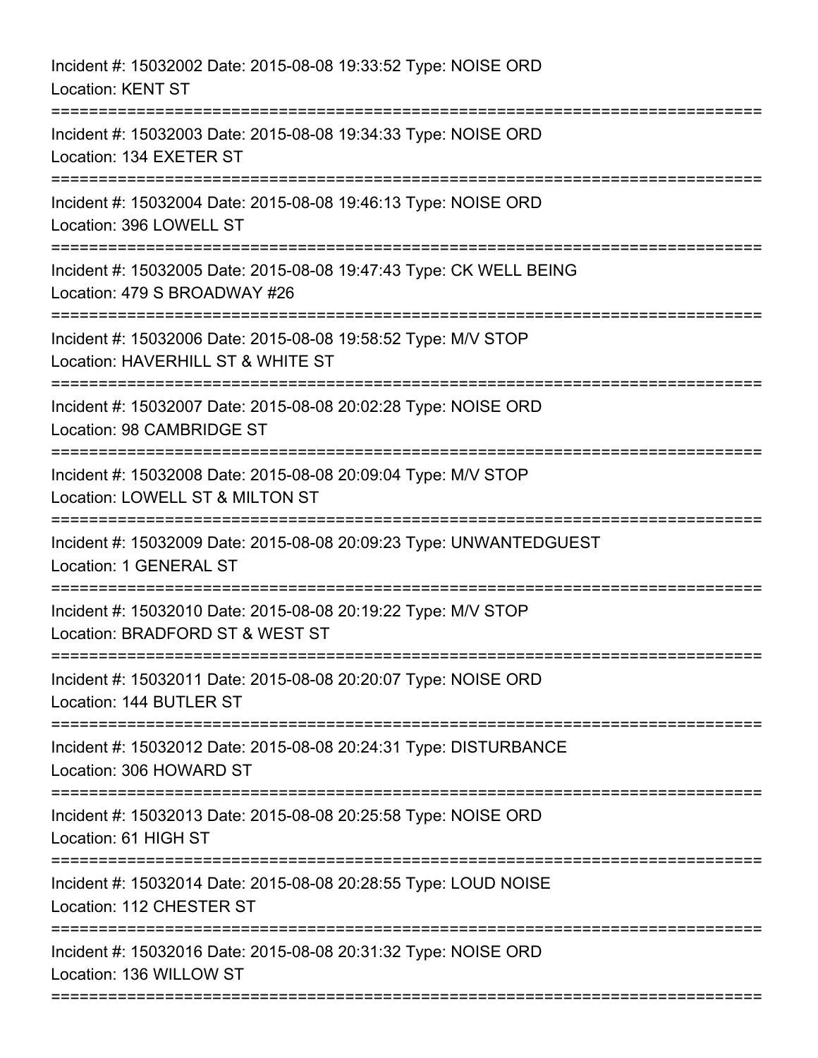Incident #: 15032002 Date: 2015-08-08 19:33:52 Type: NOISE ORD
Location: KENT ST

===========================================================================

Incident #: 15032003 Date: 2015-08-08 19:34:33 Type: NOISE ORD
Location: 134 EXETER ST

===========================================================================

Incident #: 15032004 Date: 2015-08-08 19:46:13 Type: NOISE ORD
Location: 396 LOWELL ST

===========================================================================

Incident #: 15032005 Date: 2015-08-08 19:47:43 Type: CK WELL BEING
Location: 479 S BROADWAY #26

===========================================================================

Incident #: 15032006 Date: 2015-08-08 19:58:52 Type: M/V STOP
Location: HAVERHILL ST & WHITE ST

===========================================================================

Incident #: 15032007 Date: 2015-08-08 20:02:28 Type: NOISE ORD
Location: 98 CAMBRIDGE ST

===========================================================================

Incident #: 15032008 Date: 2015-08-08 20:09:04 Type: M/V STOP
Location: LOWELL ST & MILTON ST

===========================================================================

Incident #: 15032009 Date: 2015-08-08 20:09:23 Type: UNWANTEDGUEST
Location: 1 GENERAL ST

===========================================================================

Incident #: 15032010 Date: 2015-08-08 20:19:22 Type: M/V STOP
Location: BRADFORD ST & WEST ST

===========================================================================

Incident #: 15032011 Date: 2015-08-08 20:20:07 Type: NOISE ORD
Location: 144 BUTLER ST

===========================================================================

Incident #: 15032012 Date: 2015-08-08 20:24:31 Type: DISTURBANCE
Location: 306 HOWARD ST

===========================================================================

Incident #: 15032013 Date: 2015-08-08 20:25:58 Type: NOISE ORD
Location: 61 HIGH ST

===========================================================================

Incident #: 15032014 Date: 2015-08-08 20:28:55 Type: LOUD NOISE
Location: 112 CHESTER ST

===========================================================================

Incident #: 15032016 Date: 2015-08-08 20:31:32 Type: NOISE ORD
Location: 136 WILLOW ST

===========================================================================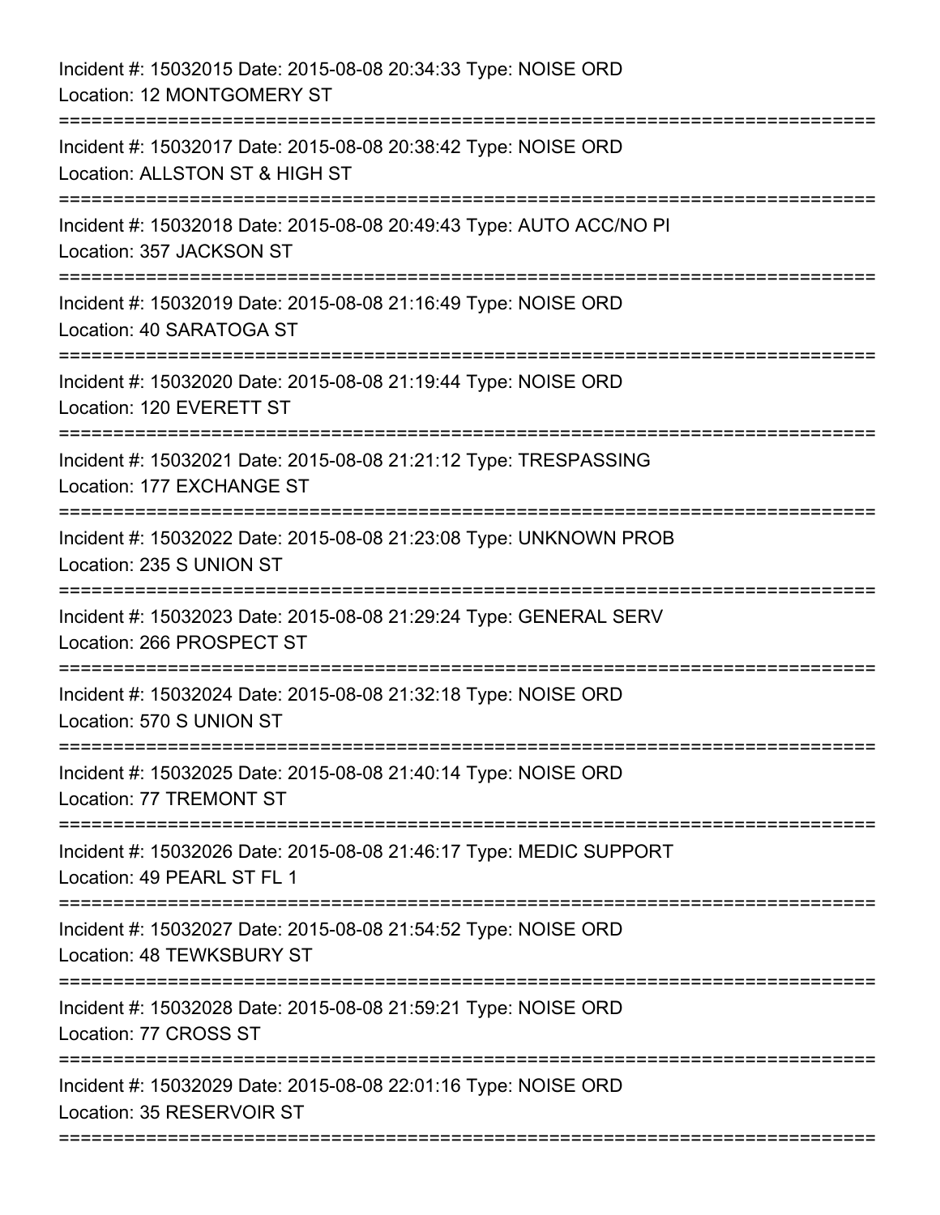Incident #: 15032015 Date: 2015-08-08 20:34:33 Type: NOISE ORD
Location: 12 MONTGOMERY ST

===========================================================================

Incident #: 15032017 Date: 2015-08-08 20:38:42 Type: NOISE ORD
Location: ALLSTON ST & HIGH ST

===========================================================================

Incident #: 15032018 Date: 2015-08-08 20:49:43 Type: AUTO ACC/NO PI
Location: 357 JACKSON ST

===========================================================================

Incident #: 15032019 Date: 2015-08-08 21:16:49 Type: NOISE ORD
Location: 40 SARATOGA ST

===========================================================================

Incident #: 15032020 Date: 2015-08-08 21:19:44 Type: NOISE ORD
Location: 120 EVERETT ST

===========================================================================

Incident #: 15032021 Date: 2015-08-08 21:21:12 Type: TRESPASSING
Location: 177 EXCHANGE ST

===========================================================================

Incident #: 15032022 Date: 2015-08-08 21:23:08 Type: UNKNOWN PROB
Location: 235 S UNION ST

===========================================================================

Incident #: 15032023 Date: 2015-08-08 21:29:24 Type: GENERAL SERV
Location: 266 PROSPECT ST

===========================================================================

Incident #: 15032024 Date: 2015-08-08 21:32:18 Type: NOISE ORD
Location: 570 S UNION ST

===========================================================================

Incident #: 15032025 Date: 2015-08-08 21:40:14 Type: NOISE ORD
Location: 77 TREMONT ST

===========================================================================

Incident #: 15032026 Date: 2015-08-08 21:46:17 Type: MEDIC SUPPORT
Location: 49 PEARL ST FL 1

===========================================================================

Incident #: 15032027 Date: 2015-08-08 21:54:52 Type: NOISE ORD
Location: 48 TEWKSBURY ST

===========================================================================

Incident #: 15032028 Date: 2015-08-08 21:59:21 Type: NOISE ORD
Location: 77 CROSS ST

===========================================================================

Incident #: 15032029 Date: 2015-08-08 22:01:16 Type: NOISE ORD
Location: 35 RESERVOIR ST

===========================================================================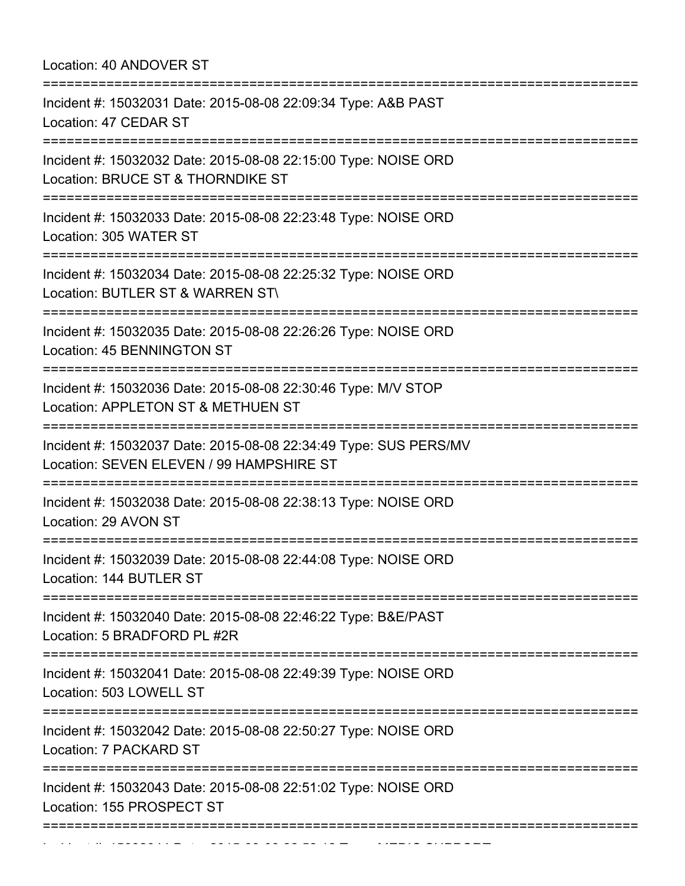Location: 40 ANDOVER ST

===========================================================================

Incident #: 15032031 Date: 2015-08-08 22:09:34 Type: A&B PAST
Location: 47 CEDAR ST

===========================================================================

Incident #: 15032032 Date: 2015-08-08 22:15:00 Type: NOISE ORD
Location: BRUCE ST & THORNDIKE ST

===========================================================================

Incident #: 15032033 Date: 2015-08-08 22:23:48 Type: NOISE ORD
Location: 305 WATER ST

===========================================================================

Incident #: 15032034 Date: 2015-08-08 22:25:32 Type: NOISE ORD
Location: BUTLER ST & WARREN ST\

===========================================================================

Incident #: 15032035 Date: 2015-08-08 22:26:26 Type: NOISE ORD
Location: 45 BENNINGTON ST

===========================================================================

Incident #: 15032036 Date: 2015-08-08 22:30:46 Type: M/V STOP
Location: APPLETON ST & METHUEN ST

===========================================================================

Incident #: 15032037 Date: 2015-08-08 22:34:49 Type: SUS PERS/MV
Location: SEVEN ELEVEN / 99 HAMPSHIRE ST

===========================================================================

Incident #: 15032038 Date: 2015-08-08 22:38:13 Type: NOISE ORD
Location: 29 AVON ST

===========================================================================

Incident #: 15032039 Date: 2015-08-08 22:44:08 Type: NOISE ORD
Location: 144 BUTLER ST

===========================================================================

Incident #: 15032040 Date: 2015-08-08 22:46:22 Type: B&E/PAST
Location: 5 BRADFORD PL #2R

===========================================================================

Incident #: 15032041 Date: 2015-08-08 22:49:39 Type: NOISE ORD
Location: 503 LOWELL ST

===========================================================================

Incident #: 15032042 Date: 2015-08-08 22:50:27 Type: NOISE ORD
Location: 7 PACKARD ST

===========================================================================

Incident #: 15032043 Date: 2015-08-08 22:51:02 Type: NOISE ORD
Location: 155 PROSPECT ST

===========================================================================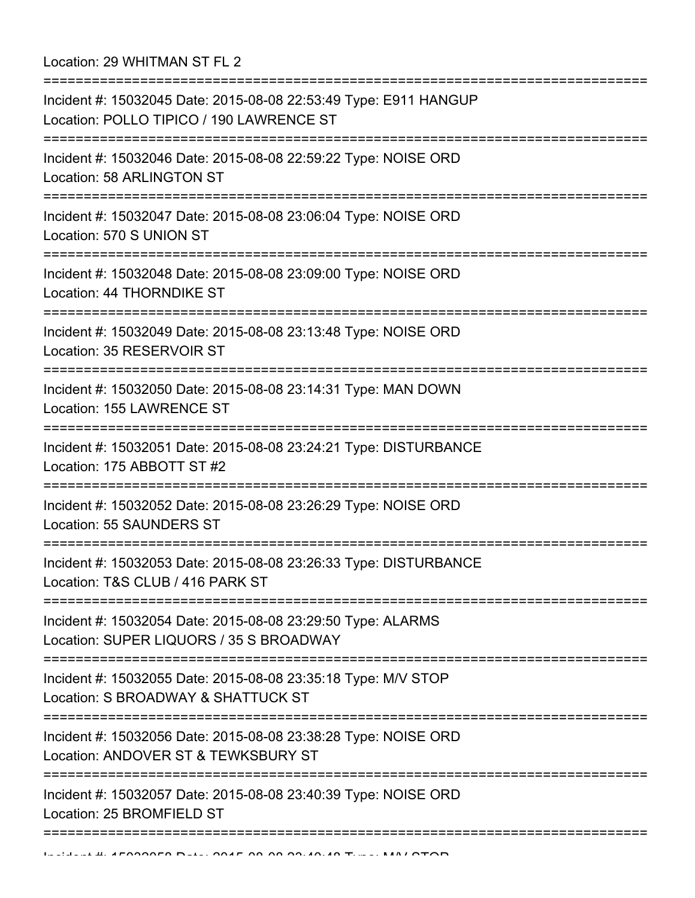Location: 29 WHITMAN ST FL 2

===========================================================================

Incident #: 15032045 Date: 2015-08-08 22:53:49 Type: E911 HANGUP
Location: POLLO TIPICO / 190 LAWRENCE ST

===========================================================================

Incident #: 15032046 Date: 2015-08-08 22:59:22 Type: NOISE ORD
Location: 58 ARLINGTON ST

===========================================================================

Incident #: 15032047 Date: 2015-08-08 23:06:04 Type: NOISE ORD
Location: 570 S UNION ST

===========================================================================

Incident #: 15032048 Date: 2015-08-08 23:09:00 Type: NOISE ORD
Location: 44 THORNDIKE ST

===========================================================================

Incident #: 15032049 Date: 2015-08-08 23:13:48 Type: NOISE ORD
Location: 35 RESERVOIR ST

===========================================================================

Incident #: 15032050 Date: 2015-08-08 23:14:31 Type: MAN DOWN
Location: 155 LAWRENCE ST

===========================================================================

Incident #: 15032051 Date: 2015-08-08 23:24:21 Type: DISTURBANCE
Location: 175 ABBOTT ST #2

===========================================================================

Incident #: 15032052 Date: 2015-08-08 23:26:29 Type: NOISE ORD
Location: 55 SAUNDERS ST

===========================================================================

Incident #: 15032053 Date: 2015-08-08 23:26:33 Type: DISTURBANCE
Location: T&S CLUB / 416 PARK ST

===========================================================================

Incident #: 15032054 Date: 2015-08-08 23:29:50 Type: ALARMS
Location: SUPER LIQUORS / 35 S BROADWAY

===========================================================================

Incident #: 15032055 Date: 2015-08-08 23:35:18 Type: M/V STOP
Location: S BROADWAY & SHATTUCK ST

===========================================================================

Incident #: 15032056 Date: 2015-08-08 23:38:28 Type: NOISE ORD
Location: ANDOVER ST & TEWKSBURY ST

===========================================================================

Incident #: 15032057 Date: 2015-08-08 23:40:39 Type: NOISE ORD
Location: 25 BROMFIELD ST

===========================================================================

Incident #: 15032058 Date: 2015-08-08 23:40:48 Type: M/V STOP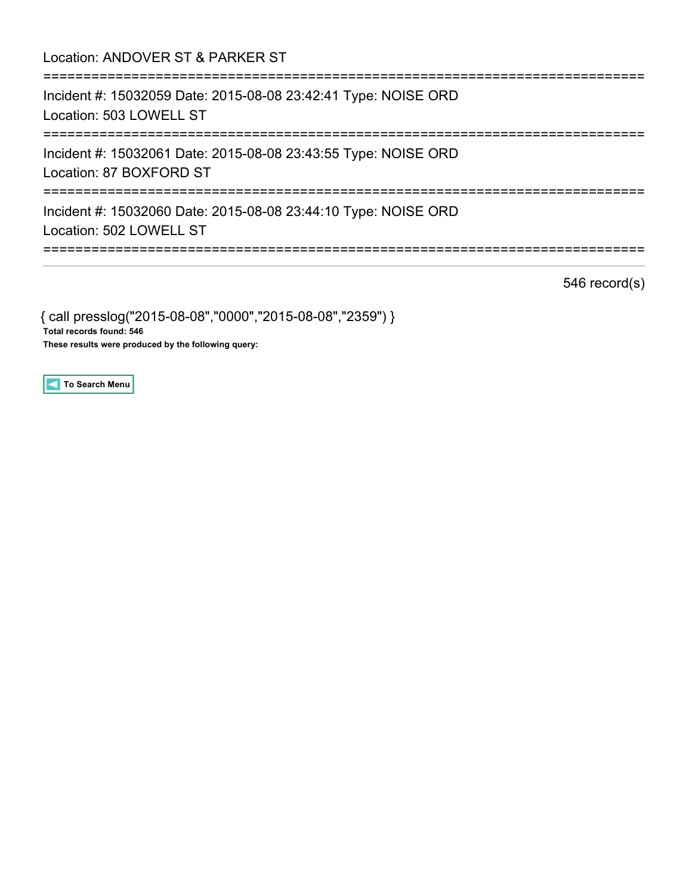Location: ANDOVER ST & PARKER ST

===========================================================================

Incident #: 15032059 Date: 2015-08-08 23:42:41 Type: NOISE ORD

Location: 503 LOWELL ST

===========================================================================

Incident #: 15032061 Date: 2015-08-08 23:43:55 Type: NOISE ORD

Location: 87 BOXFORD ST

===========================================================================

Incident #: 15032060 Date: 2015-08-08 23:44:10 Type: NOISE ORD

Location: 502 LOWELL ST

===========================================================================

546 record(s)

{ call presslog("2015-08-08","0000","2015-08-08","2359") }

**Total records found: 546**

**These results were produced by the following query:**

To Search Menu